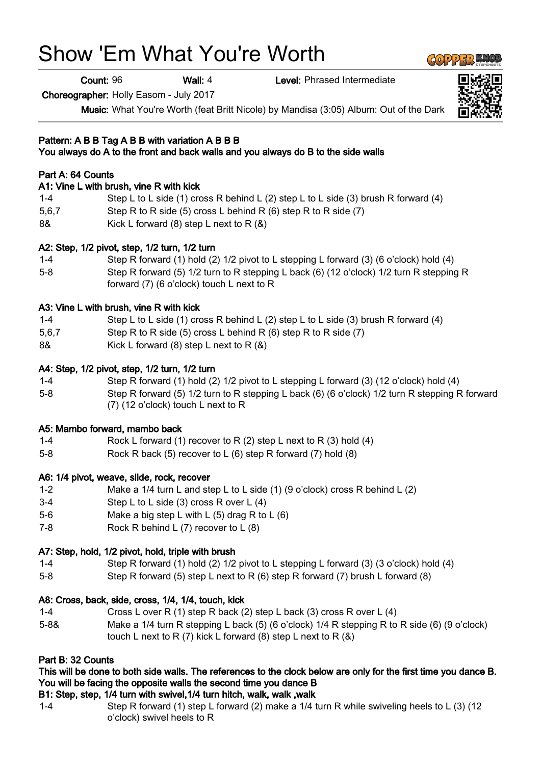# Show 'Em What You're Worth

**Count:** 96 **Wall:** 4 **Level:** Phrased Intermediate

**Choreographer:** Holly Easom - July 2017

**Music:** What You're Worth (feat Britt Nicole) by Mandisa (3:05) Album: Out of the Dark

**Pattern: A B B Tag A B B B with variation A B B B**
**You always do A to the front and back walls and you always do B to the side walls**

**Part A: 64 Counts**

**A1: Vine L with brush, vine R with kick**

| | |
|---|---|
| 1-4 | Step L to L side (1) cross R behind L (2) step L to L side (3) brush R forward (4) |
| 5,6,7 | Step R to R side (5) cross L behind R (6) step R to R side (7) |
| 8& | Kick L forward (8) step L next to R (&) |

**A2: Step, 1/2 pivot, step, 1/2 turn, 1/2 turn**

| | |
|---|---|
| 1-4 | Step R forward (1) hold (2) 1/2 pivot to L stepping L forward (3) (6 o'clock) hold (4) |
| 5-8 | Step R forward (5) 1/2 turn to R stepping L back (6) (12 o'clock) 1/2 turn R stepping R forward (7) (6 o'clock) touch L next to R |

**A3: Vine L with brush, vine R with kick**

| | |
|---|---|
| 1-4 | Step L to L side (1) cross R behind L (2) step L to L side (3) brush R forward (4) |
| 5,6,7 | Step R to R side (5) cross L behind R (6) step R to R side (7) |
| 8& | Kick L forward (8) step L next to R (&) |

**A4: Step, 1/2 pivot, step, 1/2 turn, 1/2 turn**

| | |
|---|---|
| 1-4 | Step R forward (1) hold (2) 1/2 pivot to L stepping L forward (3) (12 o'clock) hold (4) |
| 5-8 | Step R forward (5) 1/2 turn to R stepping L back (6) (6 o'clock) 1/2 turn R stepping R forward (7) (12 o'clock) touch L next to R |

**A5: Mambo forward, mambo back**

| | |
|---|---|
| 1-4 | Rock L forward (1) recover to R (2) step L next to R (3) hold (4) |
| 5-8 | Rock R back (5) recover to L (6) step R forward (7) hold (8) |

**A6: 1/4 pivot, weave, slide, rock, recover**

| | |
|---|---|
| 1-2 | Make a 1/4 turn L and step L to L side (1) (9 o'clock) cross R behind L (2) |
| 3-4 | Step L to L side (3) cross R over L (4) |
| 5-6 | Make a big step L with L (5) drag R to L (6) |
| 7-8 | Rock R behind L (7) recover to L (8) |

**A7: Step, hold, 1/2 pivot, hold, triple with brush**

| | |
|---|---|
| 1-4 | Step R forward (1) hold (2) 1/2 pivot to L stepping L forward (3) (3 o'clock) hold (4) |
| 5-8 | Step R forward (5) step L next to R (6) step R forward (7) brush L forward (8) |

**A8: Cross, back, side, cross, 1/4, 1/4, touch, kick**

| | |
|---|---|
| 1-4 | Cross L over R (1) step R back (2) step L back (3) cross R over L (4) |
| 5-8& | Make a 1/4 turn R stepping L back (5) (6 o'clock) 1/4 R stepping R to R side (6) (9 o'clock) touch L next to R (7) kick L forward (8) step L next to R (&) |

**Part B: 32 Counts**

**This will be done to both side walls. The references to the clock below are only for the first time you dance B. You will be facing the opposite walls the second time you dance B**

**B1: Step, step, 1/4 turn with swivel,1/4 turn hitch, walk, walk ,walk**

| | |
|---|---|
| 1-4 | Step R forward (1) step L forward (2) make a 1/4 turn R while swiveling heels to L (3) (12 o'clock) swivel heels to R |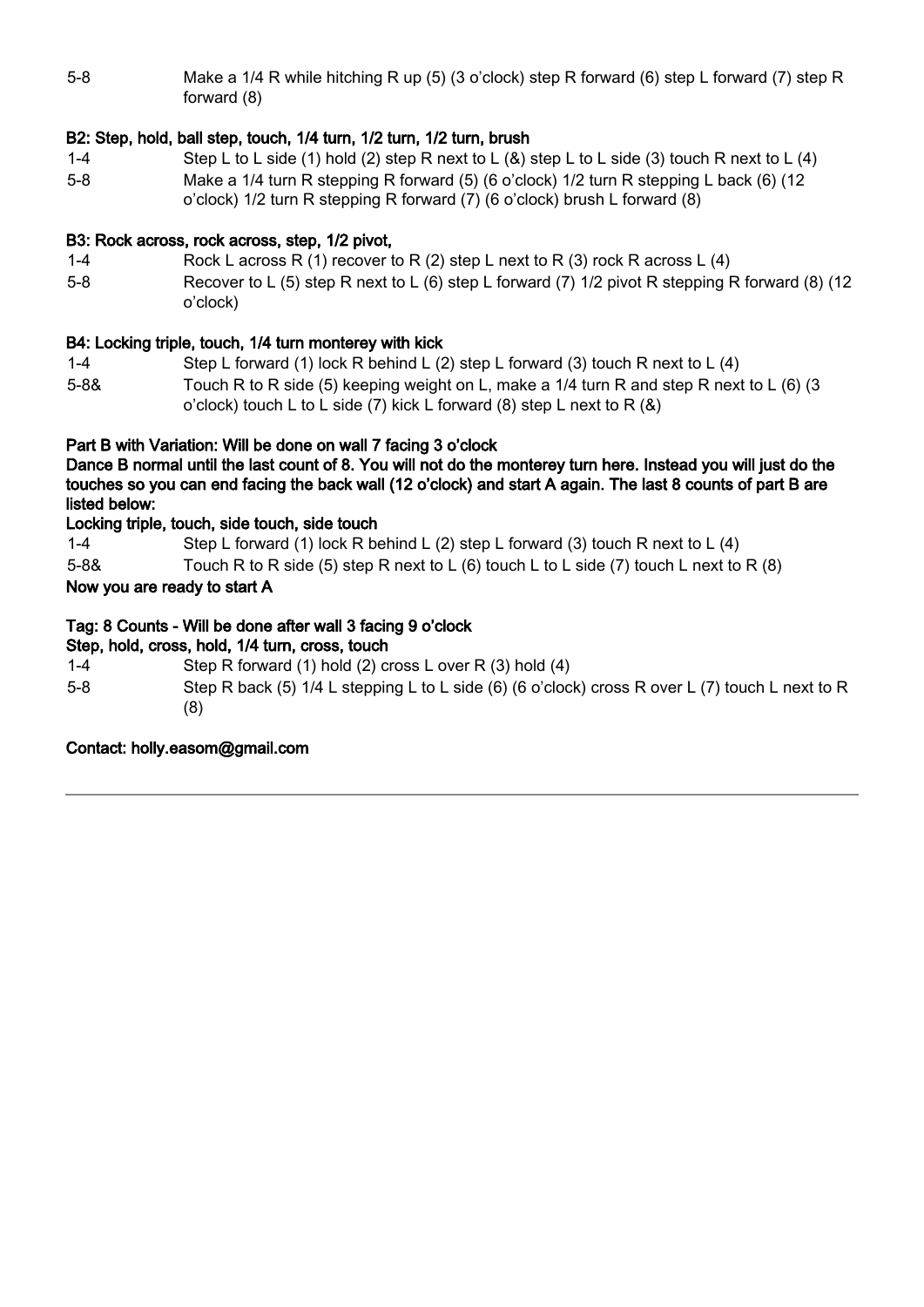5-8 Make a 1/4 R while hitching R up (5) (3 o'clock) step R forward (6) step L forward (7) step R forward (8)

**B2: Step, hold, ball step, touch, 1/4 turn, 1/2 turn, 1/2 turn, brush**

1-4 Step L to L side (1) hold (2) step R next to L (&) step L to L side (3) touch R next to L (4)

5-8 Make a 1/4 turn R stepping R forward (5) (6 o'clock) 1/2 turn R stepping L back (6) (12 o'clock) 1/2 turn R stepping R forward (7) (6 o'clock) brush L forward (8)

**B3: Rock across, rock across, step, 1/2 pivot,**

1-4 Rock L across R (1) recover to R (2) step L next to R (3) rock R across L (4)

5-8 Recover to L (5) step R next to L (6) step L forward (7) 1/2 pivot R stepping R forward (8) (12 o'clock)

**B4: Locking triple, touch, 1/4 turn monterey with kick**

1-4 Step L forward (1) lock R behind L (2) step L forward (3) touch R next to L (4)

5-8& Touch R to R side (5) keeping weight on L, make a 1/4 turn R and step R next to L (6) (3 o'clock) touch L to L side (7) kick L forward (8) step L next to R (&)

**Part B with Variation: Will be done on wall 7 facing 3 o'clock**

**Dance B normal until the last count of 8. You will not do the monterey turn here. Instead you will just do the touches so you can end facing the back wall (12 o'clock) and start A again. The last 8 counts of part B are listed below:**

**Locking triple, touch, side touch, side touch**

1-4 Step L forward (1) lock R behind L (2) step L forward (3) touch R next to L (4)

5-8& Touch R to R side (5) step R next to L (6) touch L to L side (7) touch L next to R (8)

**Now you are ready to start A**

**Tag: 8 Counts - Will be done after wall 3 facing 9 o'clock**

**Step, hold, cross, hold, 1/4 turn, cross, touch**

1-4 Step R forward (1) hold (2) cross L over R (3) hold (4)

5-8 Step R back (5) 1/4 L stepping L to L side (6) (6 o'clock) cross R over L (7) touch L next to R (8)

**Contact: holly.easom@gmail.com**